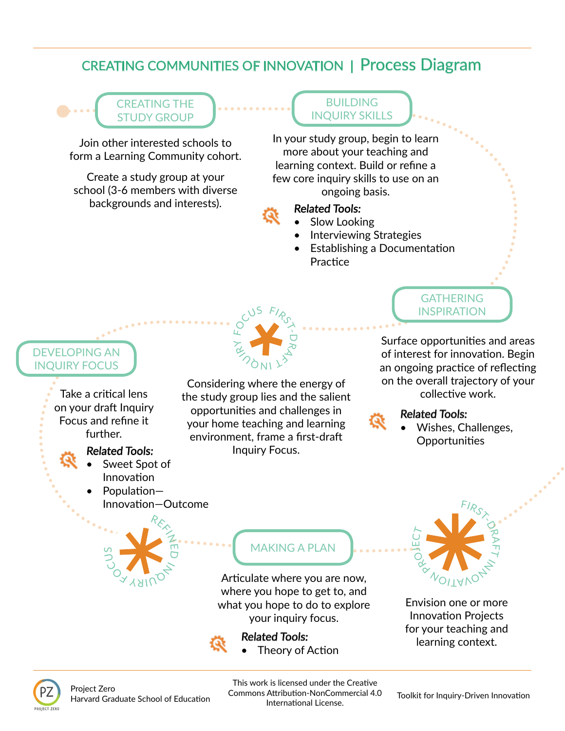# CREATING COMMUNITIES OF INNOVATION | Process Diagram

## CREATING THE STUDY GROUP

Join other interested schools to form a Learning Community cohort.

Create a study group at your school (3-6 members with diverse backgrounds and interests).

## BUILDING INQUIRY SKILLS

In your study group, begin to learn more about your teaching and learning context. Build or refine a few core inquiry skills to use on an ongoing basis.

*Related Tools:*

- Slow Looking
- Interviewing Strategies
- Establishing a Documentation Practice

## GATHERING INSPIRATION

Surface opportunities and areas of interest for innovation. Begin an ongoing practice of reflecting on the overall trajectory of your collective work.

*Related Tools:*

- Wishes, Challenges, Opportunities

## FIRST-DRAFT INQUIRY FOCUS

Considering where the energy of the study group lies and the salient opportunities and challenges in your home teaching and learning environment, frame a first-draft Inquiry Focus.

## DEVELOPING AN INQUIRY FOCUS

Take a critical lens on your draft Inquiry Focus and refine it further.

*Related Tools:*

- Sweet Spot of Innovation
- Population—Innovation—Outcome

## REFINED INQUIRY FOCUS

## MAKING A PLAN

Articulate where you are now, where you hope to get to, and what you hope to do to explore your inquiry focus.

*Related Tools:*

- Theory of Action

## FIRST-DRAFT PROJECT INNOVATION

Envision one or more Innovation Projects for your teaching and learning context.

Project Zero
Harvard Graduate School of Education

This work is licensed under the Creative Commons Attribution-NonCommercial 4.0 International License.

Toolkit for Inquiry-Driven Innovation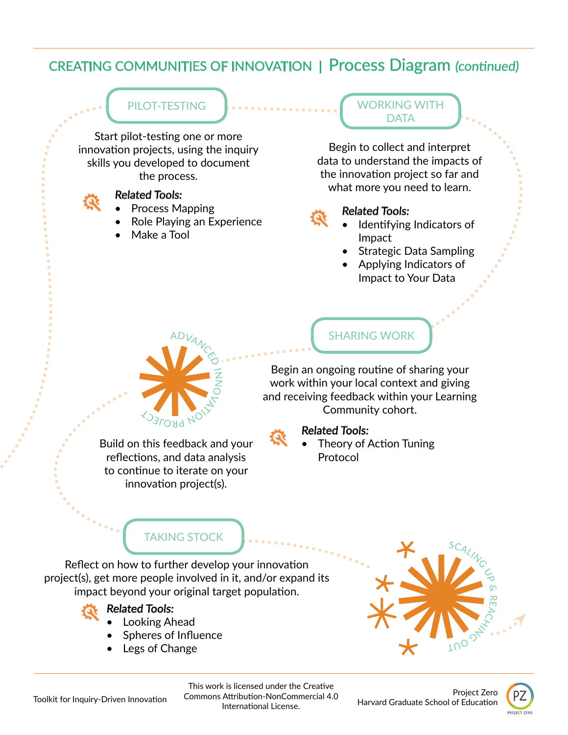## CREATING COMMUNITIES OF INNOVATION | Process Diagram *(continued)*

### PILOT-TESTING

Start pilot-testing one or more innovation projects, using the inquiry skills you developed to document the process.

***Related Tools:***

- Process Mapping
- Role Playing an Experience
- Make a Tool

### WORKING WITH DATA

Begin to collect and interpret data to understand the impacts of the innovation project so far and what more you need to learn.

***Related Tools:***

- Identifying Indicators of Impact
- Strategic Data Sampling
- Applying Indicators of Impact to Your Data

### SHARING WORK

Begin an ongoing routine of sharing your work within your local context and giving and receiving feedback within your Learning Community cohort.

***Related Tools:***

- Theory of Action Tuning Protocol

### ADVANCED INNOVATION PROJECT

Build on this feedback and your reflections, and data analysis to continue to iterate on your innovation project(s).

### TAKING STOCK

Reflect on how to further develop your innovation project(s), get more people involved in it, and/or expand its impact beyond your original target population.

***Related Tools:***

- Looking Ahead
- Spheres of Influence
- Legs of Change

### SCALING UP & REACHING OUT

Toolkit for Inquiry-Driven Innovation

This work is licensed under the Creative Commons Attribution-NonCommercial 4.0 International License.

Project Zero
Harvard Graduate School of Education